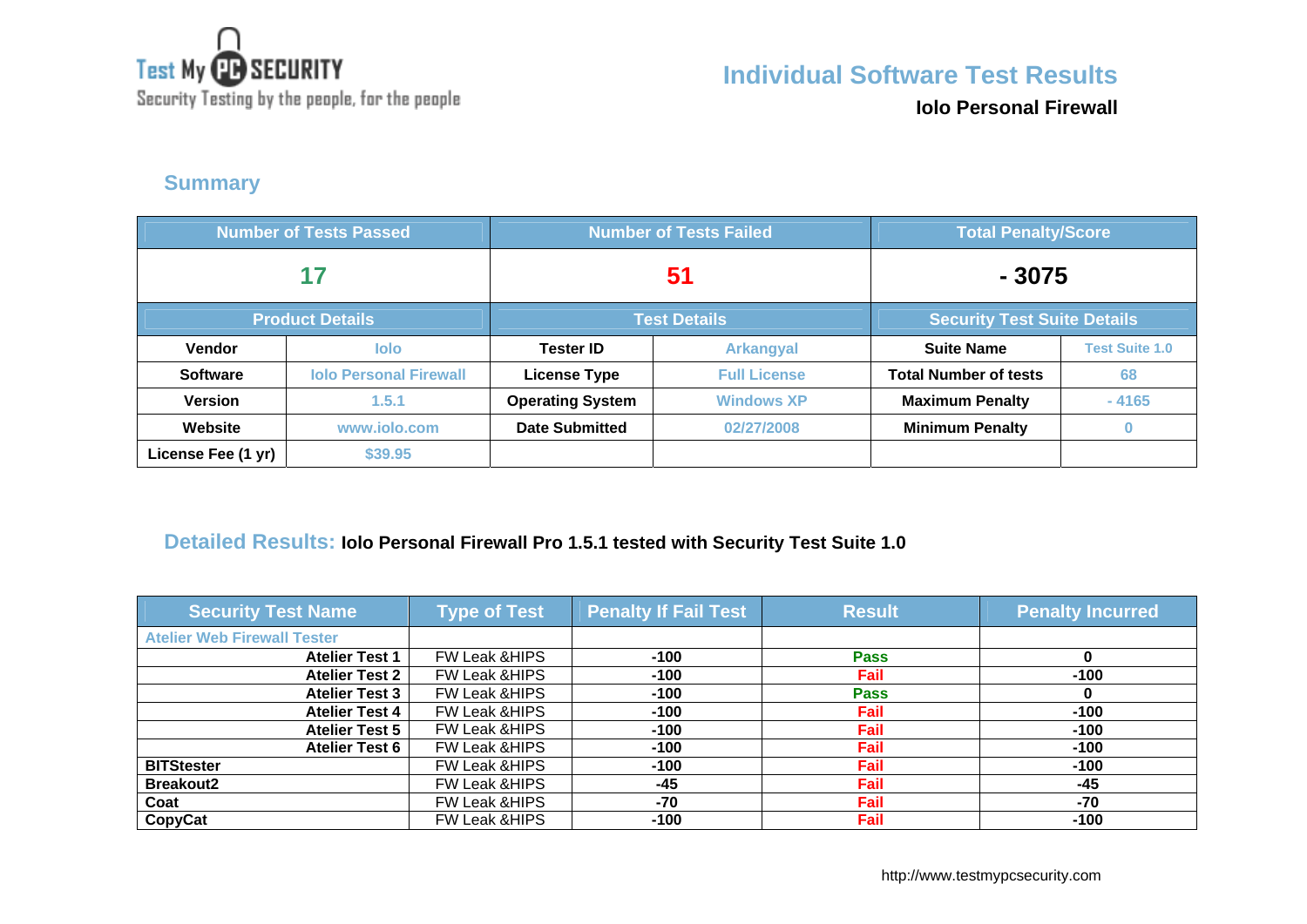Test My PC SECURITY
Security Testing by the people, for the people

# Individual Software Test Results

**Iolo Personal Firewall**

## Summary

| Number of Tests Passed | | Number of Tests Failed | | Total Penalty/Score | |
|---|---|---|---|---|---|
| 17 | | 51 | | - 3075 | |
| **Product Details** | | **Test Details** | | **Security Test Suite Details** | |
| **Vendor** | Iolo | **Tester ID** | Arkangyal | **Suite Name** | Test Suite 1.0 |
| **Software** | Iolo Personal Firewall | **License Type** | Full License | **Total Number of tests** | 68 |
| **Version** | 1.5.1 | **Operating System** | Windows XP | **Maximum Penalty** | - 4165 |
| **Website** | www.iolo.com | **Date Submitted** | 02/27/2008 | **Minimum Penalty** | 0 |
| **License Fee (1 yr)** | $39.95 | | | | |

## Detailed Results: **Iolo Personal Firewall Pro 1.5.1 tested with Security Test Suite 1.0**

| Security Test Name | Type of Test | Penalty If Fail Test | Result | Penalty Incurred |
|---|---|---|---|---|
| Atelier Web Firewall Tester | | | | |
| **Atelier Test 1** | FW Leak &HIPS | -100 | Pass | 0 |
| **Atelier Test 2** | FW Leak &HIPS | -100 | Fail | -100 |
| **Atelier Test 3** | FW Leak &HIPS | -100 | Pass | 0 |
| **Atelier Test 4** | FW Leak &HIPS | -100 | Fail | -100 |
| **Atelier Test 5** | FW Leak &HIPS | -100 | Fail | -100 |
| **Atelier Test 6** | FW Leak &HIPS | -100 | Fail | -100 |
| **BITStester** | FW Leak &HIPS | -100 | Fail | -100 |
| **Breakout2** | FW Leak &HIPS | -45 | Fail | -45 |
| **Coat** | FW Leak &HIPS | -70 | Fail | -70 |
| **CopyCat** | FW Leak &HIPS | -100 | Fail | -100 |

http://www.testmypcsecurity.com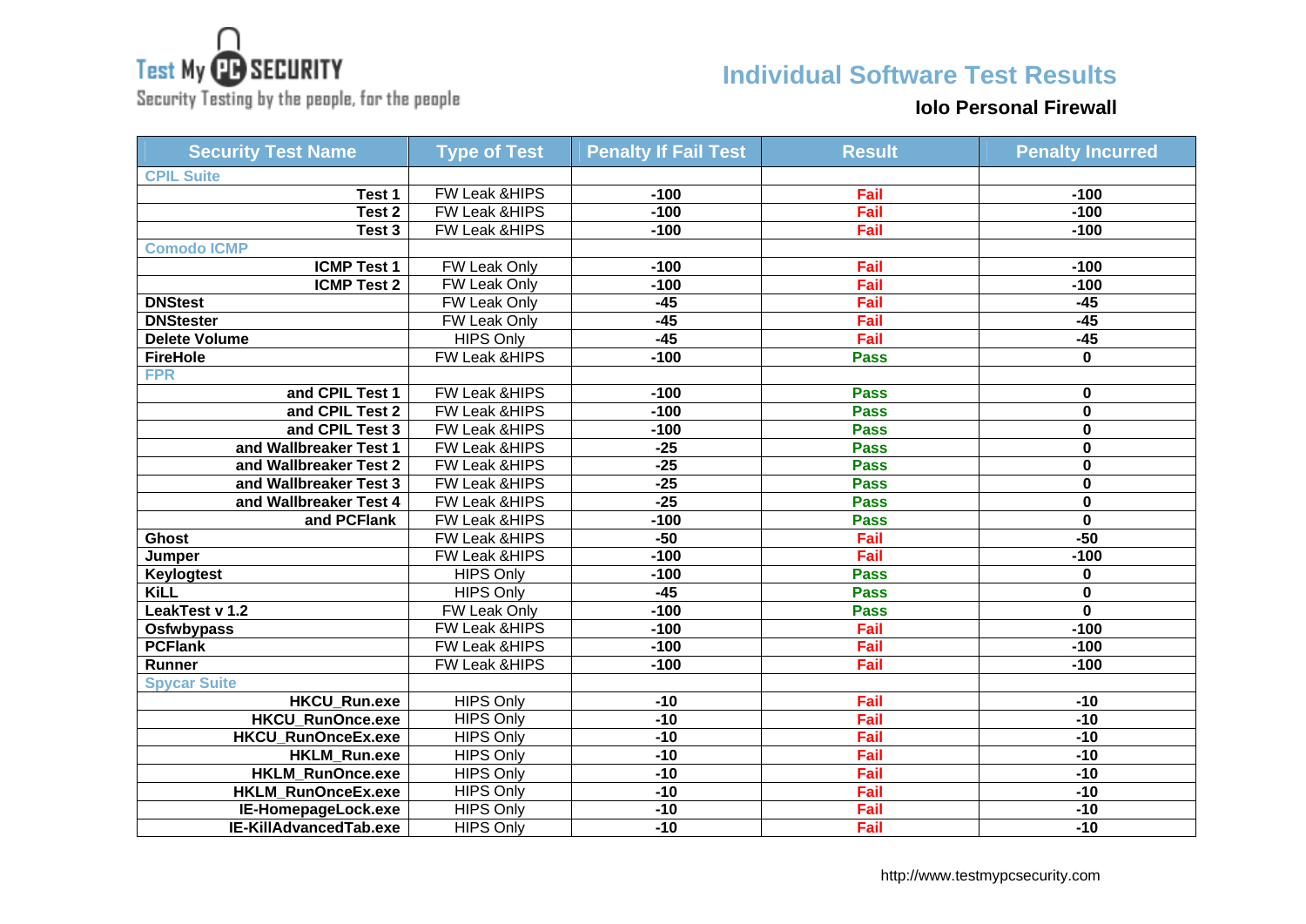Test My PC Security

Security Testing by the people, for the people

# Individual Software Test Results

## Iolo Personal Firewall

| Security Test Name | Type of Test | Penalty If Fail Test | Result | Penalty Incurred |
|---|---|---|---|---|
| CPIL Suite | | | | |
| Test 1 | FW Leak &HIPS | -100 | Fail | -100 |
| Test 2 | FW Leak &HIPS | -100 | Fail | -100 |
| Test 3 | FW Leak &HIPS | -100 | Fail | -100 |
| Comodo ICMP | | | | |
| ICMP Test 1 | FW Leak Only | -100 | Fail | -100 |
| ICMP Test 2 | FW Leak Only | -100 | Fail | -100 |
| DNStest | FW Leak Only | -45 | Fail | -45 |
| DNStester | FW Leak Only | -45 | Fail | -45 |
| Delete Volume | HIPS Only | -45 | Fail | -45 |
| FireHole | FW Leak &HIPS | -100 | Pass | 0 |
| FPR | | | | |
| and CPIL Test 1 | FW Leak &HIPS | -100 | Pass | 0 |
| and CPIL Test 2 | FW Leak &HIPS | -100 | Pass | 0 |
| and CPIL Test 3 | FW Leak &HIPS | -100 | Pass | 0 |
| and Wallbreaker Test 1 | FW Leak &HIPS | -25 | Pass | 0 |
| and Wallbreaker Test 2 | FW Leak &HIPS | -25 | Pass | 0 |
| and Wallbreaker Test 3 | FW Leak &HIPS | -25 | Pass | 0 |
| and Wallbreaker Test 4 | FW Leak &HIPS | -25 | Pass | 0 |
| and PCFlank | FW Leak &HIPS | -100 | Pass | 0 |
| Ghost | FW Leak &HIPS | -50 | Fail | -50 |
| Jumper | FW Leak &HIPS | -100 | Fail | -100 |
| Keylogtest | HIPS Only | -100 | Pass | 0 |
| KiLL | HIPS Only | -45 | Pass | 0 |
| LeakTest v 1.2 | FW Leak Only | -100 | Pass | 0 |
| Osfwbypass | FW Leak &HIPS | -100 | Fail | -100 |
| PCFlank | FW Leak &HIPS | -100 | Fail | -100 |
| Runner | FW Leak &HIPS | -100 | Fail | -100 |
| Spycar Suite | | | | |
| HKCU_Run.exe | HIPS Only | -10 | Fail | -10 |
| HKCU_RunOnce.exe | HIPS Only | -10 | Fail | -10 |
| HKCU_RunOnceEx.exe | HIPS Only | -10 | Fail | -10 |
| HKLM_Run.exe | HIPS Only | -10 | Fail | -10 |
| HKLM_RunOnce.exe | HIPS Only | -10 | Fail | -10 |
| HKLM_RunOnceEx.exe | HIPS Only | -10 | Fail | -10 |
| IE-HomepageLock.exe | HIPS Only | -10 | Fail | -10 |
| IE-KillAdvancedTab.exe | HIPS Only | -10 | Fail | -10 |

http://www.testmypcsecurity.com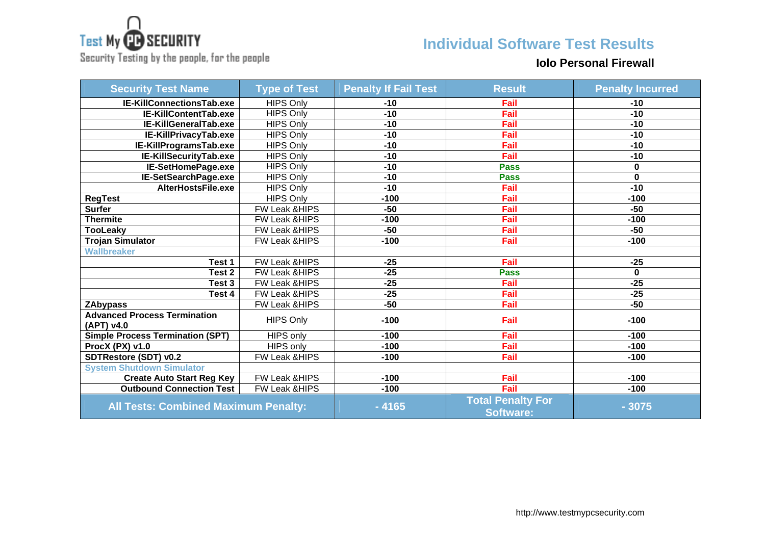Test My PC SECURITY
Security Testing by the people, for the people

# Individual Software Test Results

## Iolo Personal Firewall

| Security Test Name | Type of Test | Penalty If Fail Test | Result | Penalty Incurred |
|---|---|---|---|---|
| IE-KillConnectionsTab.exe | HIPS Only | -10 | Fail | -10 |
| IE-KillContentTab.exe | HIPS Only | -10 | Fail | -10 |
| IE-KillGeneralTab.exe | HIPS Only | -10 | Fail | -10 |
| IE-KillPrivacyTab.exe | HIPS Only | -10 | Fail | -10 |
| IE-KillProgramsTab.exe | HIPS Only | -10 | Fail | -10 |
| IE-KillSecurityTab.exe | HIPS Only | -10 | Fail | -10 |
| IE-SetHomePage.exe | HIPS Only | -10 | Pass | 0 |
| IE-SetSearchPage.exe | HIPS Only | -10 | Pass | 0 |
| AlterHostsFile.exe | HIPS Only | -10 | Fail | -10 |
| RegTest | HIPS Only | -100 | Fail | -100 |
| Surfer | FW Leak &HIPS | -50 | Fail | -50 |
| Thermite | FW Leak &HIPS | -100 | Fail | -100 |
| TooLeaky | FW Leak &HIPS | -50 | Fail | -50 |
| Trojan Simulator | FW Leak &HIPS | -100 | Fail | -100 |
| Wallbreaker | | | | |
| Test 1 | FW Leak &HIPS | -25 | Fail | -25 |
| Test 2 | FW Leak &HIPS | -25 | Pass | 0 |
| Test 3 | FW Leak &HIPS | -25 | Fail | -25 |
| Test 4 | FW Leak &HIPS | -25 | Fail | -25 |
| ZAbypass | FW Leak &HIPS | -50 | Fail | -50 |
| Advanced Process Termination (APT) v4.0 | HIPS Only | -100 | Fail | -100 |
| Simple Process Termination (SPT) | HIPS only | -100 | Fail | -100 |
| ProcX (PX) v1.0 | HIPS only | -100 | Fail | -100 |
| SDTRestore (SDT) v0.2 | FW Leak &HIPS | -100 | Fail | -100 |
| System Shutdown Simulator | | | | |
| Create Auto Start Reg Key | FW Leak &HIPS | -100 | Fail | -100 |
| Outbound Connection Test | FW Leak &HIPS | -100 | Fail | -100 |
| All Tests: Combined Maximum Penalty: | | - 4165 | Total Penalty For Software: | - 3075 |

http://www.testmypcsecurity.com